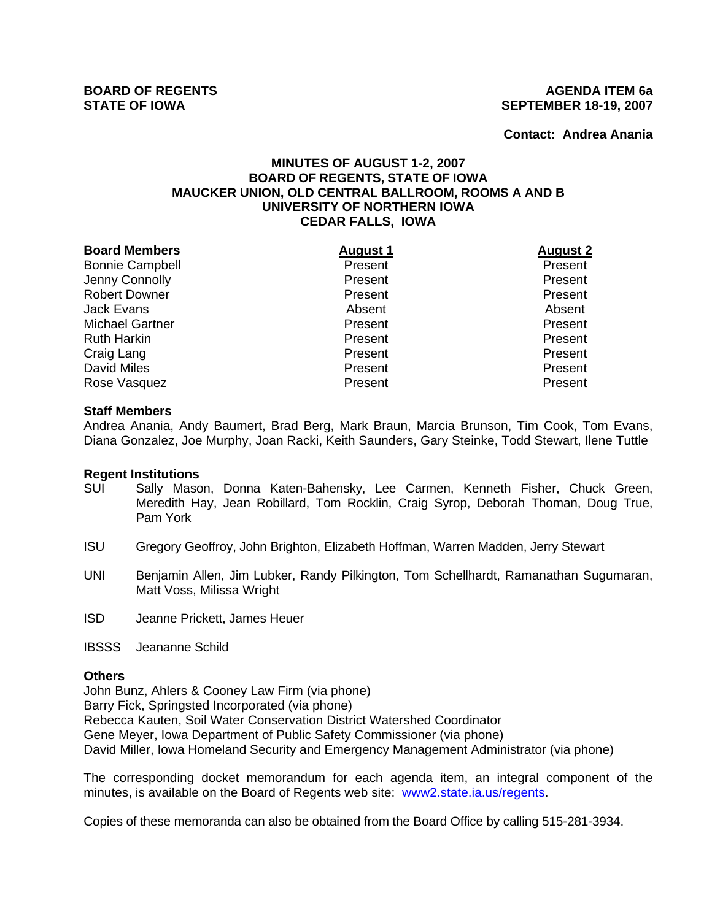**BOARD OF REGENTS**
**STATE OF IOWA**

**AGENDA ITEM 6a**
**SEPTEMBER 18-19, 2007**

**Contact: Andrea Anania**

## MINUTES OF AUGUST 1-2, 2007
## BOARD OF REGENTS, STATE OF IOWA
## MAUCKER UNION, OLD CENTRAL BALLROOM, ROOMS A AND B
## UNIVERSITY OF NORTHERN IOWA
## CEDAR FALLS, IOWA

| Board Members | August 1 | August 2 |
|---|---|---|
| Bonnie Campbell | Present | Present |
| Jenny Connolly | Present | Present |
| Robert Downer | Present | Present |
| Jack Evans | Absent | Absent |
| Michael Gartner | Present | Present |
| Ruth Harkin | Present | Present |
| Craig Lang | Present | Present |
| David Miles | Present | Present |
| Rose Vasquez | Present | Present |

**Staff Members**

Andrea Anania, Andy Baumert, Brad Berg, Mark Braun, Marcia Brunson, Tim Cook, Tom Evans, Diana Gonzalez, Joe Murphy, Joan Racki, Keith Saunders, Gary Steinke, Todd Stewart, Ilene Tuttle

**Regent Institutions**

SUI Sally Mason, Donna Katen-Bahensky, Lee Carmen, Kenneth Fisher, Chuck Green, Meredith Hay, Jean Robillard, Tom Rocklin, Craig Syrop, Deborah Thoman, Doug True, Pam York

ISU Gregory Geoffroy, John Brighton, Elizabeth Hoffman, Warren Madden, Jerry Stewart

UNI Benjamin Allen, Jim Lubker, Randy Pilkington, Tom Schellhardt, Ramanathan Sugumaran, Matt Voss, Milissa Wright

ISD Jeanne Prickett, James Heuer

IBSSS Jeananne Schild

**Others**

John Bunz, Ahlers & Cooney Law Firm (via phone)
Barry Fick, Springsted Incorporated (via phone)
Rebecca Kauten, Soil Water Conservation District Watershed Coordinator
Gene Meyer, Iowa Department of Public Safety Commissioner (via phone)
David Miller, Iowa Homeland Security and Emergency Management Administrator (via phone)

The corresponding docket memorandum for each agenda item, an integral component of the minutes, is available on the Board of Regents web site: www2.state.ia.us/regents.

Copies of these memoranda can also be obtained from the Board Office by calling 515-281-3934.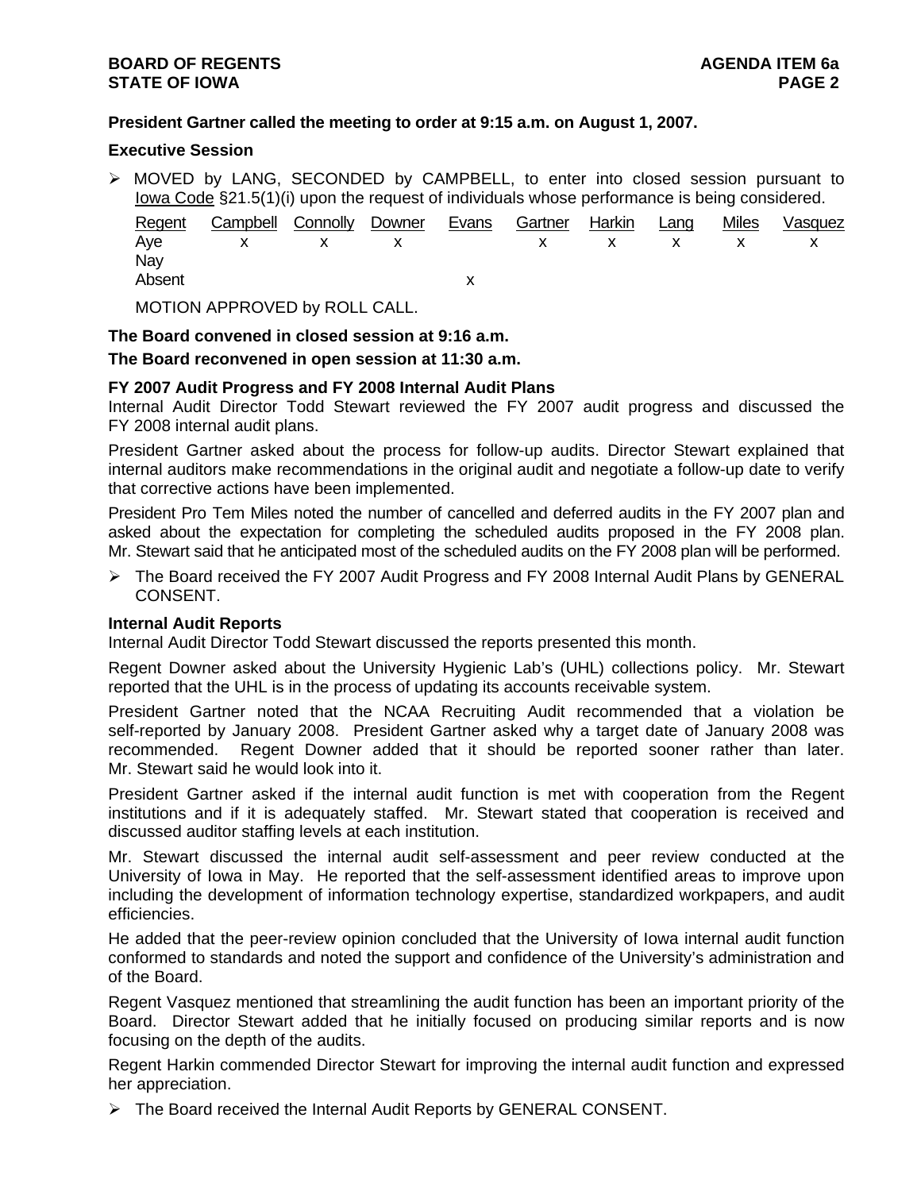**President Gartner called the meeting to order at 9:15 a.m. on August 1, 2007.**

**Executive Session**

- MOVED by LANG, SECONDED by CAMPBELL, to enter into closed session pursuant to Iowa Code §21.5(1)(i) upon the request of individuals whose performance is being considered.

| Regent | Campbell | Connolly | Downer | Evans | Gartner | Harkin | Lang | Miles | Vasquez |
|---|---|---|---|---|---|---|---|---|---|
| Aye | x | x | x | | x | x | x | x | x |
| Nay | | | | | | | | | |
| Absent | | | | x | | | | | |

MOTION APPROVED by ROLL CALL.

**The Board convened in closed session at 9:16 a.m.**

**The Board reconvened in open session at 11:30 a.m.**

**FY 2007 Audit Progress and FY 2008 Internal Audit Plans**

Internal Audit Director Todd Stewart reviewed the FY 2007 audit progress and discussed the FY 2008 internal audit plans.

President Gartner asked about the process for follow-up audits. Director Stewart explained that internal auditors make recommendations in the original audit and negotiate a follow-up date to verify that corrective actions have been implemented.

President Pro Tem Miles noted the number of cancelled and deferred audits in the FY 2007 plan and asked about the expectation for completing the scheduled audits proposed in the FY 2008 plan. Mr. Stewart said that he anticipated most of the scheduled audits on the FY 2008 plan will be performed.

- The Board received the FY 2007 Audit Progress and FY 2008 Internal Audit Plans by GENERAL CONSENT.

**Internal Audit Reports**

Internal Audit Director Todd Stewart discussed the reports presented this month.

Regent Downer asked about the University Hygienic Lab's (UHL) collections policy. Mr. Stewart reported that the UHL is in the process of updating its accounts receivable system.

President Gartner noted that the NCAA Recruiting Audit recommended that a violation be self-reported by January 2008. President Gartner asked why a target date of January 2008 was recommended. Regent Downer added that it should be reported sooner rather than later. Mr. Stewart said he would look into it.

President Gartner asked if the internal audit function is met with cooperation from the Regent institutions and if it is adequately staffed. Mr. Stewart stated that cooperation is received and discussed auditor staffing levels at each institution.

Mr. Stewart discussed the internal audit self-assessment and peer review conducted at the University of Iowa in May. He reported that the self-assessment identified areas to improve upon including the development of information technology expertise, standardized workpapers, and audit efficiencies.

He added that the peer-review opinion concluded that the University of Iowa internal audit function conformed to standards and noted the support and confidence of the University's administration and of the Board.

Regent Vasquez mentioned that streamlining the audit function has been an important priority of the Board. Director Stewart added that he initially focused on producing similar reports and is now focusing on the depth of the audits.

Regent Harkin commended Director Stewart for improving the internal audit function and expressed her appreciation.

- The Board received the Internal Audit Reports by GENERAL CONSENT.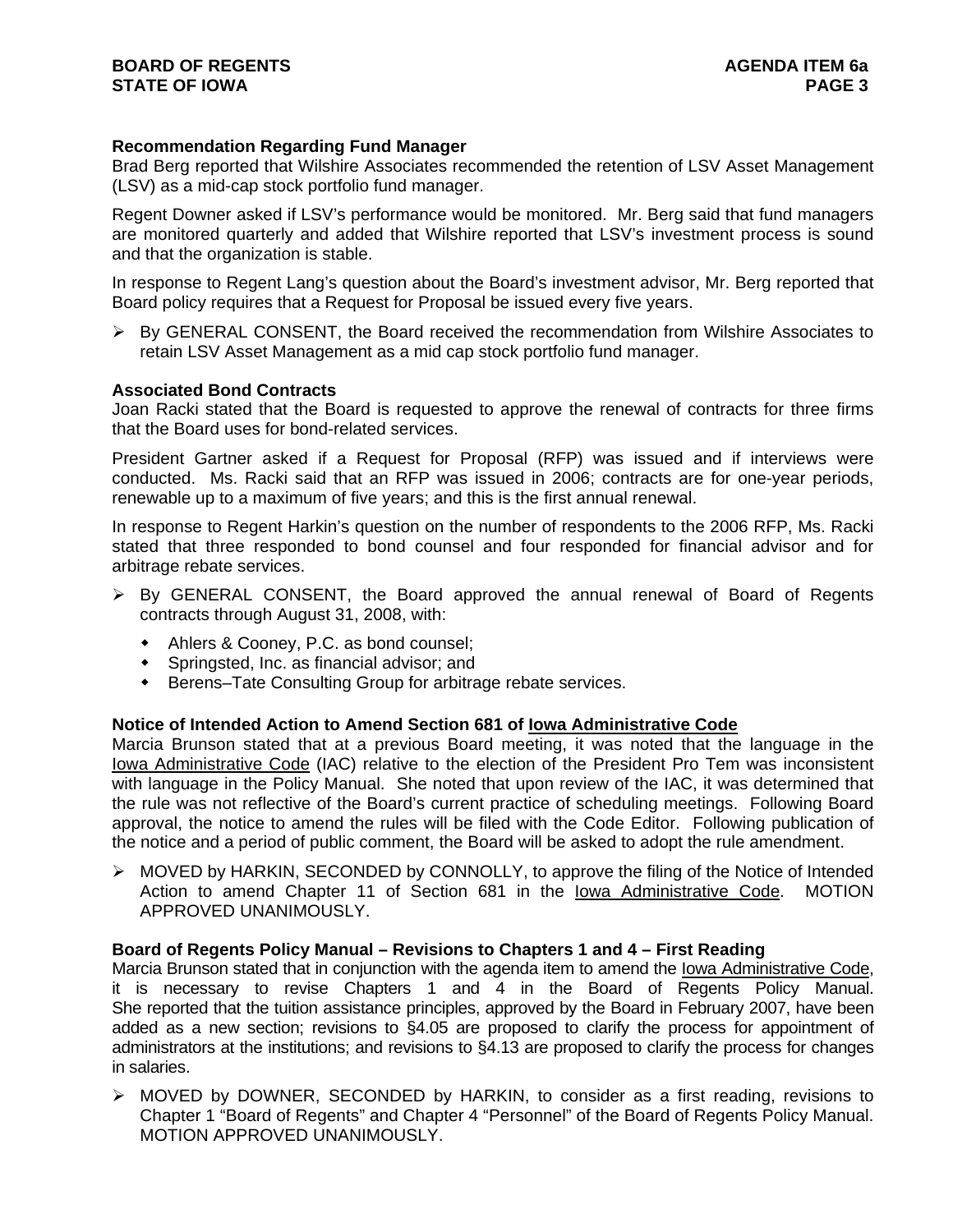**Recommendation Regarding Fund Manager**

Brad Berg reported that Wilshire Associates recommended the retention of LSV Asset Management (LSV) as a mid-cap stock portfolio fund manager.

Regent Downer asked if LSV's performance would be monitored. Mr. Berg said that fund managers are monitored quarterly and added that Wilshire reported that LSV's investment process is sound and that the organization is stable.

In response to Regent Lang's question about the Board's investment advisor, Mr. Berg reported that Board policy requires that a Request for Proposal be issued every five years.

- By GENERAL CONSENT, the Board received the recommendation from Wilshire Associates to retain LSV Asset Management as a mid cap stock portfolio fund manager.

**Associated Bond Contracts**

Joan Racki stated that the Board is requested to approve the renewal of contracts for three firms that the Board uses for bond-related services.

President Gartner asked if a Request for Proposal (RFP) was issued and if interviews were conducted. Ms. Racki said that an RFP was issued in 2006; contracts are for one-year periods, renewable up to a maximum of five years; and this is the first annual renewal.

In response to Regent Harkin's question on the number of respondents to the 2006 RFP, Ms. Racki stated that three responded to bond counsel and four responded for financial advisor and for arbitrage rebate services.

- By GENERAL CONSENT, the Board approved the annual renewal of Board of Regents contracts through August 31, 2008, with:
  - Ahlers & Cooney, P.C. as bond counsel;
  - Springsted, Inc. as financial advisor; and
  - Berens–Tate Consulting Group for arbitrage rebate services.

**Notice of Intended Action to Amend Section 681 of Iowa Administrative Code**

Marcia Brunson stated that at a previous Board meeting, it was noted that the language in the Iowa Administrative Code (IAC) relative to the election of the President Pro Tem was inconsistent with language in the Policy Manual. She noted that upon review of the IAC, it was determined that the rule was not reflective of the Board's current practice of scheduling meetings. Following Board approval, the notice to amend the rules will be filed with the Code Editor. Following publication of the notice and a period of public comment, the Board will be asked to adopt the rule amendment.

- MOVED by HARKIN, SECONDED by CONNOLLY, to approve the filing of the Notice of Intended Action to amend Chapter 11 of Section 681 in the Iowa Administrative Code. MOTION APPROVED UNANIMOUSLY.

**Board of Regents Policy Manual – Revisions to Chapters 1 and 4 – First Reading**

Marcia Brunson stated that in conjunction with the agenda item to amend the Iowa Administrative Code, it is necessary to revise Chapters 1 and 4 in the Board of Regents Policy Manual. She reported that the tuition assistance principles, approved by the Board in February 2007, have been added as a new section; revisions to §4.05 are proposed to clarify the process for appointment of administrators at the institutions; and revisions to §4.13 are proposed to clarify the process for changes in salaries.

- MOVED by DOWNER, SECONDED by HARKIN, to consider as a first reading, revisions to Chapter 1 "Board of Regents" and Chapter 4 "Personnel" of the Board of Regents Policy Manual. MOTION APPROVED UNANIMOUSLY.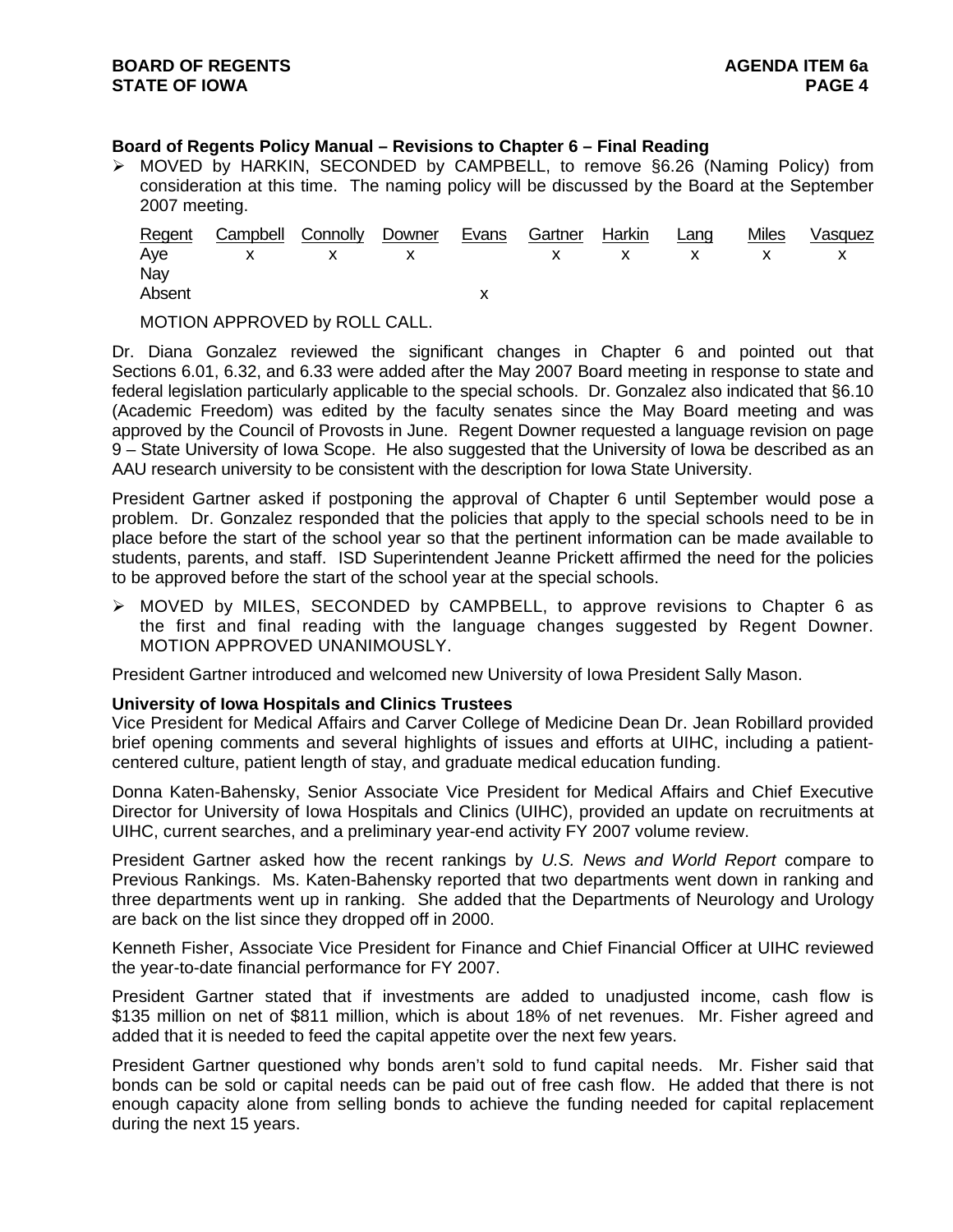**Board of Regents Policy Manual – Revisions to Chapter 6 – Final Reading**

- MOVED by HARKIN, SECONDED by CAMPBELL, to remove §6.26 (Naming Policy) from consideration at this time. The naming policy will be discussed by the Board at the September 2007 meeting.

| Regent | Campbell | Connolly | Downer | Evans | Gartner | Harkin | Lang | Miles | Vasquez |
|---|---|---|---|---|---|---|---|---|---|
| Aye | x | x | x | | x | x | x | x | x |
| Nay | | | | | | | | | |
| Absent | | | | x | | | | | |

MOTION APPROVED by ROLL CALL.

Dr. Diana Gonzalez reviewed the significant changes in Chapter 6 and pointed out that Sections 6.01, 6.32, and 6.33 were added after the May 2007 Board meeting in response to state and federal legislation particularly applicable to the special schools. Dr. Gonzalez also indicated that §6.10 (Academic Freedom) was edited by the faculty senates since the May Board meeting and was approved by the Council of Provosts in June. Regent Downer requested a language revision on page 9 – State University of Iowa Scope. He also suggested that the University of Iowa be described as an AAU research university to be consistent with the description for Iowa State University.

President Gartner asked if postponing the approval of Chapter 6 until September would pose a problem. Dr. Gonzalez responded that the policies that apply to the special schools need to be in place before the start of the school year so that the pertinent information can be made available to students, parents, and staff. ISD Superintendent Jeanne Prickett affirmed the need for the policies to be approved before the start of the school year at the special schools.

- MOVED by MILES, SECONDED by CAMPBELL, to approve revisions to Chapter 6 as the first and final reading with the language changes suggested by Regent Downer. MOTION APPROVED UNANIMOUSLY.

President Gartner introduced and welcomed new University of Iowa President Sally Mason.

**University of Iowa Hospitals and Clinics Trustees**

Vice President for Medical Affairs and Carver College of Medicine Dean Dr. Jean Robillard provided brief opening comments and several highlights of issues and efforts at UIHC, including a patient-centered culture, patient length of stay, and graduate medical education funding.

Donna Katen-Bahensky, Senior Associate Vice President for Medical Affairs and Chief Executive Director for University of Iowa Hospitals and Clinics (UIHC), provided an update on recruitments at UIHC, current searches, and a preliminary year-end activity FY 2007 volume review.

President Gartner asked how the recent rankings by *U.S. News and World Report* compare to Previous Rankings. Ms. Katen-Bahensky reported that two departments went down in ranking and three departments went up in ranking. She added that the Departments of Neurology and Urology are back on the list since they dropped off in 2000.

Kenneth Fisher, Associate Vice President for Finance and Chief Financial Officer at UIHC reviewed the year-to-date financial performance for FY 2007.

President Gartner stated that if investments are added to unadjusted income, cash flow is $135 million on net of $811 million, which is about 18% of net revenues. Mr. Fisher agreed and added that it is needed to feed the capital appetite over the next few years.

President Gartner questioned why bonds aren't sold to fund capital needs. Mr. Fisher said that bonds can be sold or capital needs can be paid out of free cash flow. He added that there is not enough capacity alone from selling bonds to achieve the funding needed for capital replacement during the next 15 years.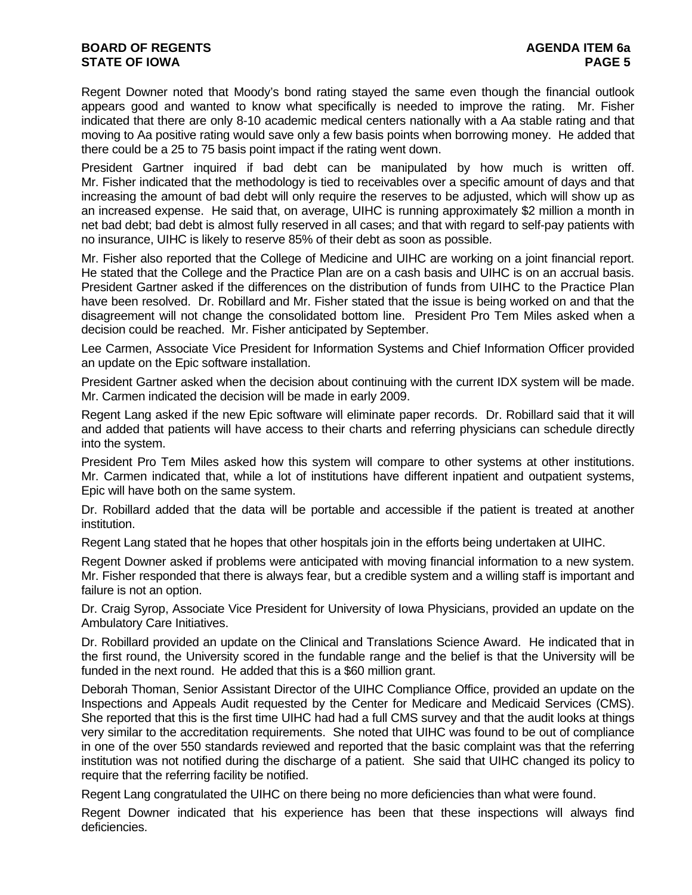Regent Downer noted that Moody's bond rating stayed the same even though the financial outlook appears good and wanted to know what specifically is needed to improve the rating. Mr. Fisher indicated that there are only 8-10 academic medical centers nationally with a Aa stable rating and that moving to Aa positive rating would save only a few basis points when borrowing money. He added that there could be a 25 to 75 basis point impact if the rating went down.

President Gartner inquired if bad debt can be manipulated by how much is written off. Mr. Fisher indicated that the methodology is tied to receivables over a specific amount of days and that increasing the amount of bad debt will only require the reserves to be adjusted, which will show up as an increased expense. He said that, on average, UIHC is running approximately $2 million a month in net bad debt; bad debt is almost fully reserved in all cases; and that with regard to self-pay patients with no insurance, UIHC is likely to reserve 85% of their debt as soon as possible.

Mr. Fisher also reported that the College of Medicine and UIHC are working on a joint financial report. He stated that the College and the Practice Plan are on a cash basis and UIHC is on an accrual basis. President Gartner asked if the differences on the distribution of funds from UIHC to the Practice Plan have been resolved. Dr. Robillard and Mr. Fisher stated that the issue is being worked on and that the disagreement will not change the consolidated bottom line. President Pro Tem Miles asked when a decision could be reached. Mr. Fisher anticipated by September.

Lee Carmen, Associate Vice President for Information Systems and Chief Information Officer provided an update on the Epic software installation.

President Gartner asked when the decision about continuing with the current IDX system will be made. Mr. Carmen indicated the decision will be made in early 2009.

Regent Lang asked if the new Epic software will eliminate paper records. Dr. Robillard said that it will and added that patients will have access to their charts and referring physicians can schedule directly into the system.

President Pro Tem Miles asked how this system will compare to other systems at other institutions. Mr. Carmen indicated that, while a lot of institutions have different inpatient and outpatient systems, Epic will have both on the same system.

Dr. Robillard added that the data will be portable and accessible if the patient is treated at another institution.

Regent Lang stated that he hopes that other hospitals join in the efforts being undertaken at UIHC.

Regent Downer asked if problems were anticipated with moving financial information to a new system. Mr. Fisher responded that there is always fear, but a credible system and a willing staff is important and failure is not an option.

Dr. Craig Syrop, Associate Vice President for University of Iowa Physicians, provided an update on the Ambulatory Care Initiatives.

Dr. Robillard provided an update on the Clinical and Translations Science Award. He indicated that in the first round, the University scored in the fundable range and the belief is that the University will be funded in the next round. He added that this is a $60 million grant.

Deborah Thoman, Senior Assistant Director of the UIHC Compliance Office, provided an update on the Inspections and Appeals Audit requested by the Center for Medicare and Medicaid Services (CMS). She reported that this is the first time UIHC had had a full CMS survey and that the audit looks at things very similar to the accreditation requirements. She noted that UIHC was found to be out of compliance in one of the over 550 standards reviewed and reported that the basic complaint was that the referring institution was not notified during the discharge of a patient. She said that UIHC changed its policy to require that the referring facility be notified.

Regent Lang congratulated the UIHC on there being no more deficiencies than what were found.

Regent Downer indicated that his experience has been that these inspections will always find deficiencies.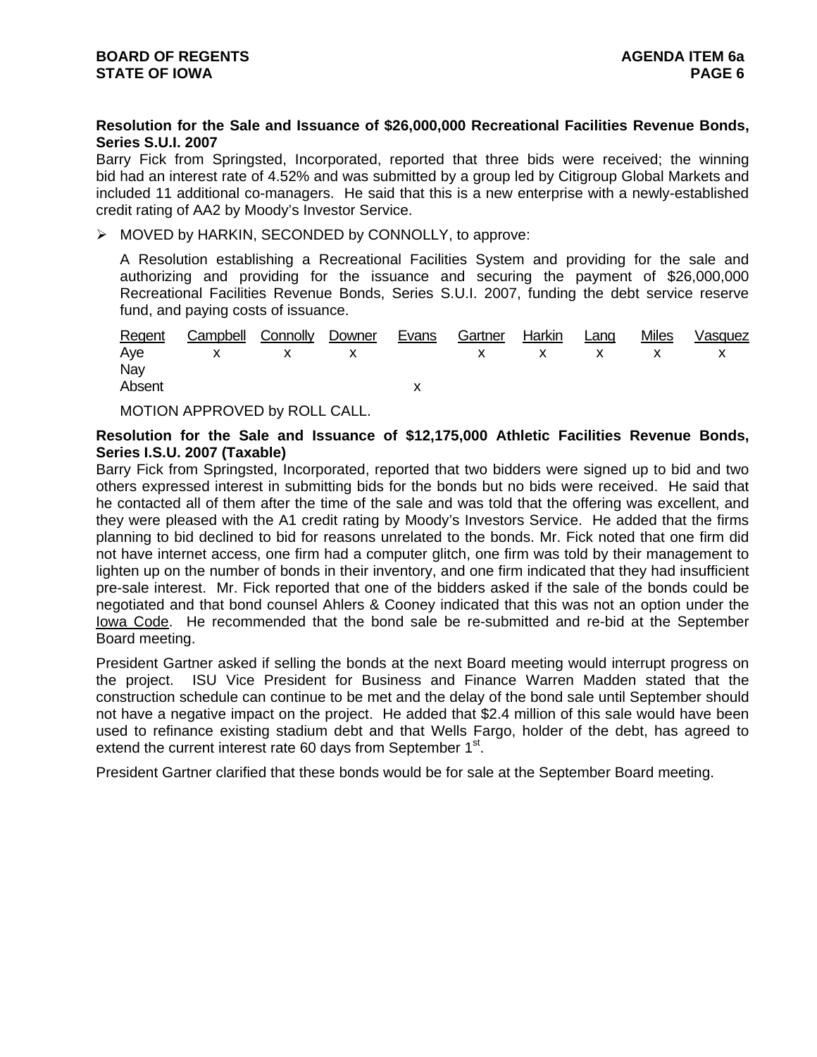**Resolution for the Sale and Issuance of $26,000,000 Recreational Facilities Revenue Bonds, Series S.U.I. 2007**

Barry Fick from Springsted, Incorporated, reported that three bids were received; the winning bid had an interest rate of 4.52% and was submitted by a group led by Citigroup Global Markets and included 11 additional co-managers. He said that this is a new enterprise with a newly-established credit rating of AA2 by Moody's Investor Service.

➢ MOVED by HARKIN, SECONDED by CONNOLLY, to approve:

A Resolution establishing a Recreational Facilities System and providing for the sale and authorizing and providing for the issuance and securing the payment of $26,000,000 Recreational Facilities Revenue Bonds, Series S.U.I. 2007, funding the debt service reserve fund, and paying costs of issuance.

| Regent | Campbell | Connolly | Downer | Evans | Gartner | Harkin | Lang | Miles | Vasquez |
|---|---|---|---|---|---|---|---|---|---|
| Aye | x | x | x | | x | x | x | x | x |
| Nay | | | | | | | | | |
| Absent | | | | x | | | | | |

MOTION APPROVED by ROLL CALL.

**Resolution for the Sale and Issuance of $12,175,000 Athletic Facilities Revenue Bonds, Series I.S.U. 2007 (Taxable)**

Barry Fick from Springsted, Incorporated, reported that two bidders were signed up to bid and two others expressed interest in submitting bids for the bonds but no bids were received. He said that he contacted all of them after the time of the sale and was told that the offering was excellent, and they were pleased with the A1 credit rating by Moody's Investors Service. He added that the firms planning to bid declined to bid for reasons unrelated to the bonds. Mr. Fick noted that one firm did not have internet access, one firm had a computer glitch, one firm was told by their management to lighten up on the number of bonds in their inventory, and one firm indicated that they had insufficient pre-sale interest. Mr. Fick reported that one of the bidders asked if the sale of the bonds could be negotiated and that bond counsel Ahlers & Cooney indicated that this was not an option under the Iowa Code. He recommended that the bond sale be re-submitted and re-bid at the September Board meeting.

President Gartner asked if selling the bonds at the next Board meeting would interrupt progress on the project. ISU Vice President for Business and Finance Warren Madden stated that the construction schedule can continue to be met and the delay of the bond sale until September should not have a negative impact on the project. He added that $2.4 million of this sale would have been used to refinance existing stadium debt and that Wells Fargo, holder of the debt, has agreed to extend the current interest rate 60 days from September 1st.

President Gartner clarified that these bonds would be for sale at the September Board meeting.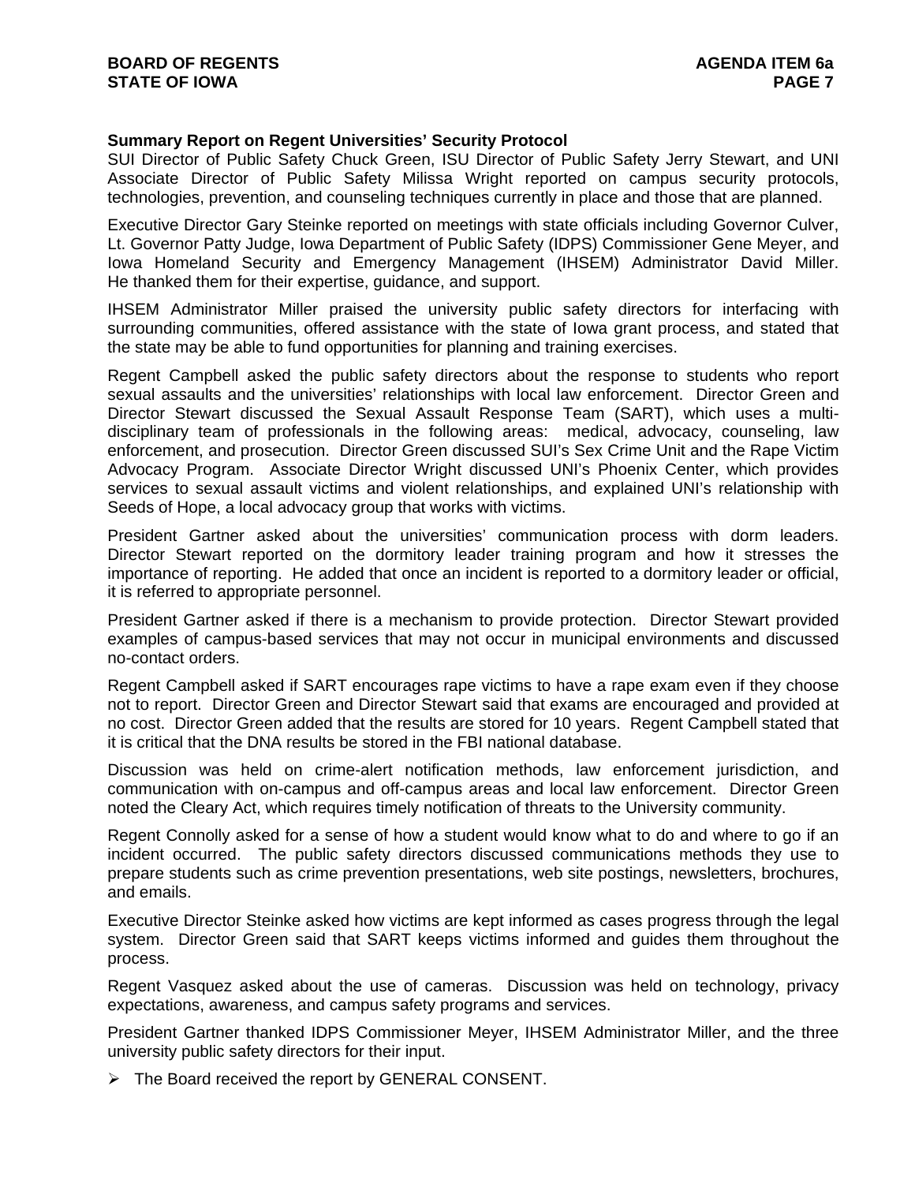**Summary Report on Regent Universities' Security Protocol**

SUI Director of Public Safety Chuck Green, ISU Director of Public Safety Jerry Stewart, and UNI Associate Director of Public Safety Milissa Wright reported on campus security protocols, technologies, prevention, and counseling techniques currently in place and those that are planned.

Executive Director Gary Steinke reported on meetings with state officials including Governor Culver, Lt. Governor Patty Judge, Iowa Department of Public Safety (IDPS) Commissioner Gene Meyer, and Iowa Homeland Security and Emergency Management (IHSEM) Administrator David Miller. He thanked them for their expertise, guidance, and support.

IHSEM Administrator Miller praised the university public safety directors for interfacing with surrounding communities, offered assistance with the state of Iowa grant process, and stated that the state may be able to fund opportunities for planning and training exercises.

Regent Campbell asked the public safety directors about the response to students who report sexual assaults and the universities' relationships with local law enforcement. Director Green and Director Stewart discussed the Sexual Assault Response Team (SART), which uses a multi-disciplinary team of professionals in the following areas: medical, advocacy, counseling, law enforcement, and prosecution. Director Green discussed SUI's Sex Crime Unit and the Rape Victim Advocacy Program. Associate Director Wright discussed UNI's Phoenix Center, which provides services to sexual assault victims and violent relationships, and explained UNI's relationship with Seeds of Hope, a local advocacy group that works with victims.

President Gartner asked about the universities' communication process with dorm leaders. Director Stewart reported on the dormitory leader training program and how it stresses the importance of reporting. He added that once an incident is reported to a dormitory leader or official, it is referred to appropriate personnel.

President Gartner asked if there is a mechanism to provide protection. Director Stewart provided examples of campus-based services that may not occur in municipal environments and discussed no-contact orders.

Regent Campbell asked if SART encourages rape victims to have a rape exam even if they choose not to report. Director Green and Director Stewart said that exams are encouraged and provided at no cost. Director Green added that the results are stored for 10 years. Regent Campbell stated that it is critical that the DNA results be stored in the FBI national database.

Discussion was held on crime-alert notification methods, law enforcement jurisdiction, and communication with on-campus and off-campus areas and local law enforcement. Director Green noted the Cleary Act, which requires timely notification of threats to the University community.

Regent Connolly asked for a sense of how a student would know what to do and where to go if an incident occurred. The public safety directors discussed communications methods they use to prepare students such as crime prevention presentations, web site postings, newsletters, brochures, and emails.

Executive Director Steinke asked how victims are kept informed as cases progress through the legal system. Director Green said that SART keeps victims informed and guides them throughout the process.

Regent Vasquez asked about the use of cameras. Discussion was held on technology, privacy expectations, awareness, and campus safety programs and services.

President Gartner thanked IDPS Commissioner Meyer, IHSEM Administrator Miller, and the three university public safety directors for their input.

- The Board received the report by GENERAL CONSENT.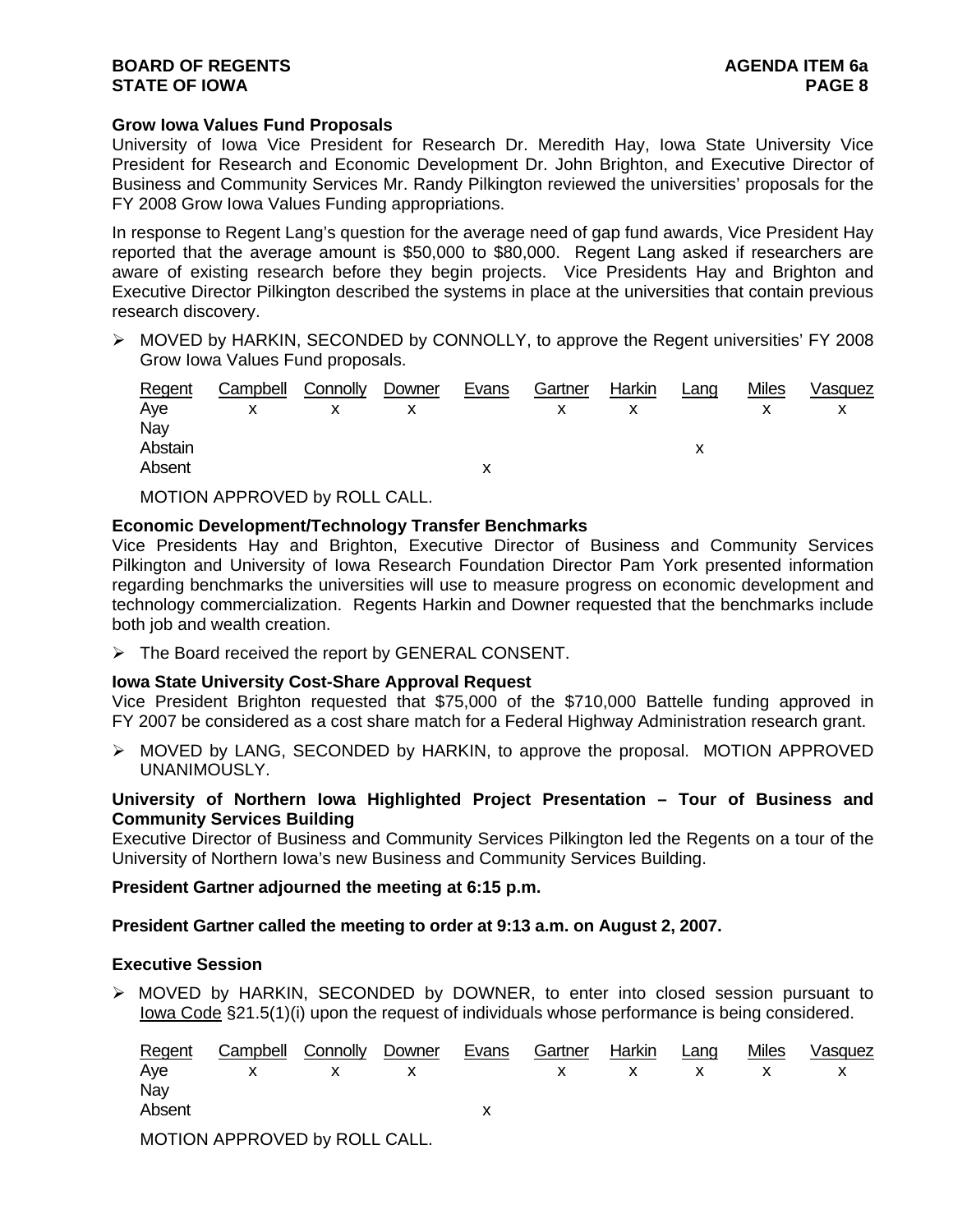**Grow Iowa Values Fund Proposals**

University of Iowa Vice President for Research Dr. Meredith Hay, Iowa State University Vice President for Research and Economic Development Dr. John Brighton, and Executive Director of Business and Community Services Mr. Randy Pilkington reviewed the universities' proposals for the FY 2008 Grow Iowa Values Funding appropriations.

In response to Regent Lang's question for the average need of gap fund awards, Vice President Hay reported that the average amount is $50,000 to $80,000. Regent Lang asked if researchers are aware of existing research before they begin projects. Vice Presidents Hay and Brighton and Executive Director Pilkington described the systems in place at the universities that contain previous research discovery.

- MOVED by HARKIN, SECONDED by CONNOLLY, to approve the Regent universities' FY 2008 Grow Iowa Values Fund proposals.

| Regent | Campbell | Connolly | Downer | Evans | Gartner | Harkin | Lang | Miles | Vasquez |
|---|---|---|---|---|---|---|---|---|---|
| Aye | x | x | x | | x | x | | x | x |
| Nay | | | | | | | | | |
| Abstain | | | | | | | x | | |
| Absent | | | | x | | | | | |

MOTION APPROVED by ROLL CALL.

**Economic Development/Technology Transfer Benchmarks**

Vice Presidents Hay and Brighton, Executive Director of Business and Community Services Pilkington and University of Iowa Research Foundation Director Pam York presented information regarding benchmarks the universities will use to measure progress on economic development and technology commercialization. Regents Harkin and Downer requested that the benchmarks include both job and wealth creation.

- The Board received the report by GENERAL CONSENT.

**Iowa State University Cost-Share Approval Request**

Vice President Brighton requested that $75,000 of the $710,000 Battelle funding approved in FY 2007 be considered as a cost share match for a Federal Highway Administration research grant.

- MOVED by LANG, SECONDED by HARKIN, to approve the proposal. MOTION APPROVED UNANIMOUSLY.

**University of Northern Iowa Highlighted Project Presentation – Tour of Business and Community Services Building**

Executive Director of Business and Community Services Pilkington led the Regents on a tour of the University of Northern Iowa's new Business and Community Services Building.

**President Gartner adjourned the meeting at 6:15 p.m.**

**President Gartner called the meeting to order at 9:13 a.m. on August 2, 2007.**

**Executive Session**

- MOVED by HARKIN, SECONDED by DOWNER, to enter into closed session pursuant to Iowa Code §21.5(1)(i) upon the request of individuals whose performance is being considered.

| Regent | Campbell | Connolly | Downer | Evans | Gartner | Harkin | Lang | Miles | Vasquez |
|---|---|---|---|---|---|---|---|---|---|
| Aye | x | x | x | | x | x | x | x | x |
| Nay | | | | | | | | | |
| Absent | | | | x | | | | | |

MOTION APPROVED by ROLL CALL.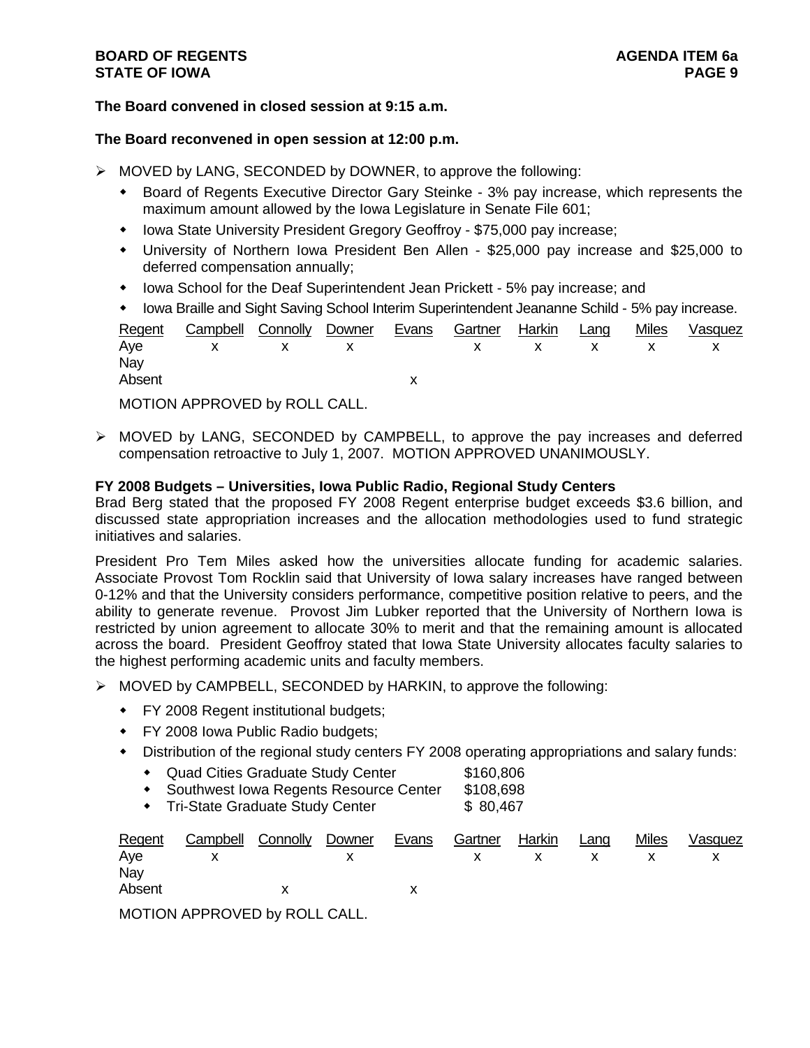**The Board convened in closed session at 9:15 a.m.**

**The Board reconvened in open session at 12:00 p.m.**

- MOVED by LANG, SECONDED by DOWNER, to approve the following:
  - Board of Regents Executive Director Gary Steinke - 3% pay increase, which represents the maximum amount allowed by the Iowa Legislature in Senate File 601;
  - Iowa State University President Gregory Geoffroy - $75,000 pay increase;
  - University of Northern Iowa President Ben Allen - $25,000 pay increase and $25,000 to deferred compensation annually;
  - Iowa School for the Deaf Superintendent Jean Prickett - 5% pay increase; and
  - Iowa Braille and Sight Saving School Interim Superintendent Jeananne Schild - 5% pay increase.

| Regent | Campbell | Connolly | Downer | Evans | Gartner | Harkin | Lang | Miles | Vasquez |
|---|---|---|---|---|---|---|---|---|---|
| Aye | x | x | x | | x | x | x | x | x |
| Nay | | | | | | | | | |
| Absent | | | | x | | | | | |

MOTION APPROVED by ROLL CALL.

- MOVED by LANG, SECONDED by CAMPBELL, to approve the pay increases and deferred compensation retroactive to July 1, 2007. MOTION APPROVED UNANIMOUSLY.

**FY 2008 Budgets – Universities, Iowa Public Radio, Regional Study Centers**
Brad Berg stated that the proposed FY 2008 Regent enterprise budget exceeds $3.6 billion, and discussed state appropriation increases and the allocation methodologies used to fund strategic initiatives and salaries.

President Pro Tem Miles asked how the universities allocate funding for academic salaries. Associate Provost Tom Rocklin said that University of Iowa salary increases have ranged between 0-12% and that the University considers performance, competitive position relative to peers, and the ability to generate revenue. Provost Jim Lubker reported that the University of Northern Iowa is restricted by union agreement to allocate 30% to merit and that the remaining amount is allocated across the board. President Geoffroy stated that Iowa State University allocates faculty salaries to the highest performing academic units and faculty members.

- MOVED by CAMPBELL, SECONDED by HARKIN, to approve the following:
  - FY 2008 Regent institutional budgets;
  - FY 2008 Iowa Public Radio budgets;
  - Distribution of the regional study centers FY 2008 operating appropriations and salary funds:
    - Quad Cities Graduate Study Center $160,806
    - Southwest Iowa Regents Resource Center $108,698
    - Tri-State Graduate Study Center $ 80,467

| Regent | Campbell | Connolly | Downer | Evans | Gartner | Harkin | Lang | Miles | Vasquez |
|---|---|---|---|---|---|---|---|---|---|
| Aye | x | | x | | x | x | x | x | x |
| Nay | | | | | | | | | |
| Absent | | x | | x | | | | | |

MOTION APPROVED by ROLL CALL.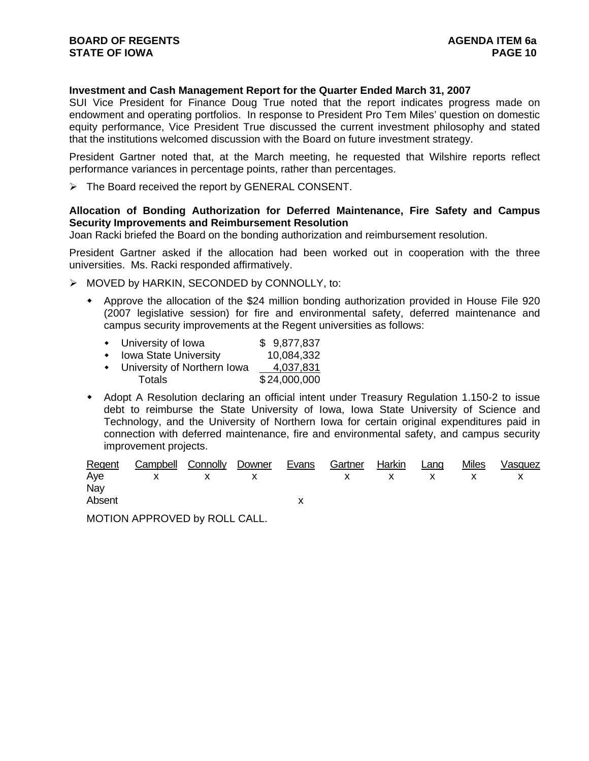**Investment and Cash Management Report for the Quarter Ended March 31, 2007**

SUI Vice President for Finance Doug True noted that the report indicates progress made on endowment and operating portfolios. In response to President Pro Tem Miles' question on domestic equity performance, Vice President True discussed the current investment philosophy and stated that the institutions welcomed discussion with the Board on future investment strategy.

President Gartner noted that, at the March meeting, he requested that Wilshire reports reflect performance variances in percentage points, rather than percentages.

- The Board received the report by GENERAL CONSENT.

**Allocation of Bonding Authorization for Deferred Maintenance, Fire Safety and Campus Security Improvements and Reimbursement Resolution**

Joan Racki briefed the Board on the bonding authorization and reimbursement resolution.

President Gartner asked if the allocation had been worked out in cooperation with the three universities. Ms. Racki responded affirmatively.

- MOVED by HARKIN, SECONDED by CONNOLLY, to:
  - Approve the allocation of the $24 million bonding authorization provided in House File 920 (2007 legislative session) for fire and environmental safety, deferred maintenance and campus security improvements at the Regent universities as follows:

| | |
|---|---|
| University of Iowa | $ 9,877,837 |
| Iowa State University | 10,084,332 |
| University of Northern Iowa | 4,037,831 |
| Totals | $24,000,000 |

  - Adopt A Resolution declaring an official intent under Treasury Regulation 1.150-2 to issue debt to reimburse the State University of Iowa, Iowa State University of Science and Technology, and the University of Northern Iowa for certain original expenditures paid in connection with deferred maintenance, fire and environmental safety, and campus security improvement projects.

| Regent | Campbell | Connolly | Downer | Evans | Gartner | Harkin | Lang | Miles | Vasquez |
|---|---|---|---|---|---|---|---|---|---|
| Aye | x | x | x | | x | x | x | x | x |
| Nay | | | | | | | | | |
| Absent | | | | x | | | | | |

MOTION APPROVED by ROLL CALL.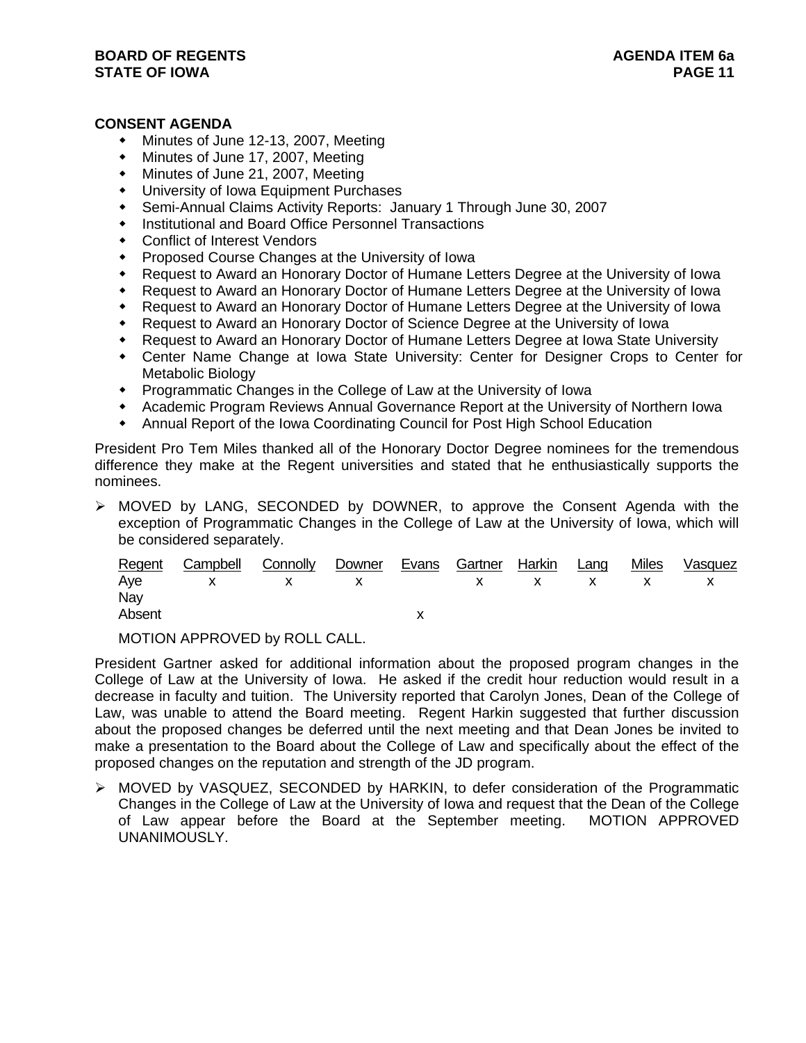**CONSENT AGENDA**

- Minutes of June 12-13, 2007, Meeting
- Minutes of June 17, 2007, Meeting
- Minutes of June 21, 2007, Meeting
- University of Iowa Equipment Purchases
- Semi-Annual Claims Activity Reports: January 1 Through June 30, 2007
- Institutional and Board Office Personnel Transactions
- Conflict of Interest Vendors
- Proposed Course Changes at the University of Iowa
- Request to Award an Honorary Doctor of Humane Letters Degree at the University of Iowa
- Request to Award an Honorary Doctor of Humane Letters Degree at the University of Iowa
- Request to Award an Honorary Doctor of Humane Letters Degree at the University of Iowa
- Request to Award an Honorary Doctor of Science Degree at the University of Iowa
- Request to Award an Honorary Doctor of Humane Letters Degree at Iowa State University
- Center Name Change at Iowa State University: Center for Designer Crops to Center for Metabolic Biology
- Programmatic Changes in the College of Law at the University of Iowa
- Academic Program Reviews Annual Governance Report at the University of Northern Iowa
- Annual Report of the Iowa Coordinating Council for Post High School Education

President Pro Tem Miles thanked all of the Honorary Doctor Degree nominees for the tremendous difference they make at the Regent universities and stated that he enthusiastically supports the nominees.

- MOVED by LANG, SECONDED by DOWNER, to approve the Consent Agenda with the exception of Programmatic Changes in the College of Law at the University of Iowa, which will be considered separately.

| Regent | Campbell | Connolly | Downer | Evans | Gartner | Harkin | Lang | Miles | Vasquez |
|---|---|---|---|---|---|---|---|---|---|
| Aye | x | x | x | | x | x | x | x | x |
| Nay | | | | | | | | | |
| Absent | | | | x | | | | | |

MOTION APPROVED by ROLL CALL.

President Gartner asked for additional information about the proposed program changes in the College of Law at the University of Iowa. He asked if the credit hour reduction would result in a decrease in faculty and tuition. The University reported that Carolyn Jones, Dean of the College of Law, was unable to attend the Board meeting. Regent Harkin suggested that further discussion about the proposed changes be deferred until the next meeting and that Dean Jones be invited to make a presentation to the Board about the College of Law and specifically about the effect of the proposed changes on the reputation and strength of the JD program.

- MOVED by VASQUEZ, SECONDED by HARKIN, to defer consideration of the Programmatic Changes in the College of Law at the University of Iowa and request that the Dean of the College of Law appear before the Board at the September meeting. MOTION APPROVED UNANIMOUSLY.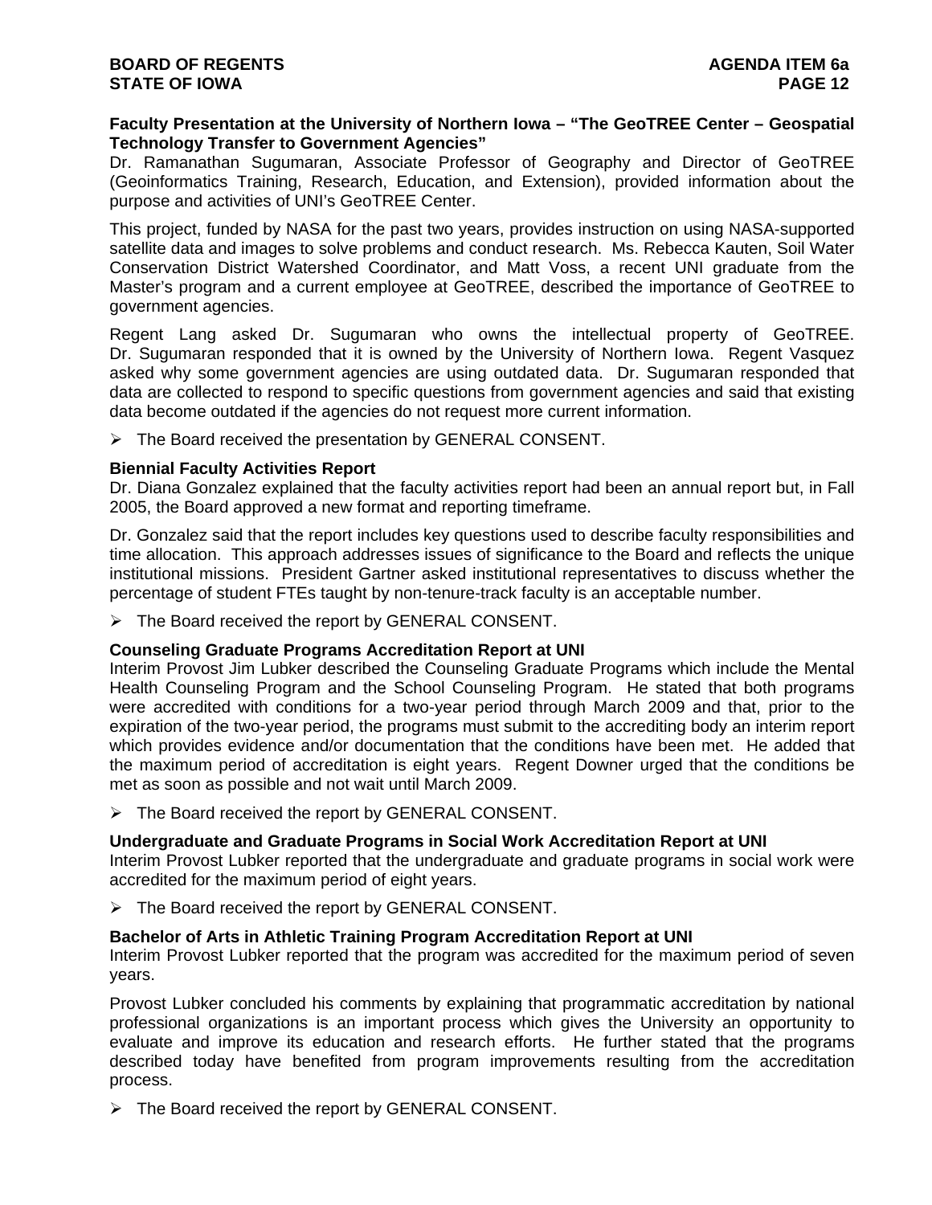**Faculty Presentation at the University of Northern Iowa – "The GeoTREE Center – Geospatial Technology Transfer to Government Agencies"**
Dr. Ramanathan Sugumaran, Associate Professor of Geography and Director of GeoTREE (Geoinformatics Training, Research, Education, and Extension), provided information about the purpose and activities of UNI's GeoTREE Center.

This project, funded by NASA for the past two years, provides instruction on using NASA-supported satellite data and images to solve problems and conduct research. Ms. Rebecca Kauten, Soil Water Conservation District Watershed Coordinator, and Matt Voss, a recent UNI graduate from the Master's program and a current employee at GeoTREE, described the importance of GeoTREE to government agencies.

Regent Lang asked Dr. Sugumaran who owns the intellectual property of GeoTREE. Dr. Sugumaran responded that it is owned by the University of Northern Iowa. Regent Vasquez asked why some government agencies are using outdated data. Dr. Sugumaran responded that data are collected to respond to specific questions from government agencies and said that existing data become outdated if the agencies do not request more current information.

➢ The Board received the presentation by GENERAL CONSENT.

**Biennial Faculty Activities Report**
Dr. Diana Gonzalez explained that the faculty activities report had been an annual report but, in Fall 2005, the Board approved a new format and reporting timeframe.

Dr. Gonzalez said that the report includes key questions used to describe faculty responsibilities and time allocation. This approach addresses issues of significance to the Board and reflects the unique institutional missions. President Gartner asked institutional representatives to discuss whether the percentage of student FTEs taught by non-tenure-track faculty is an acceptable number.

➢ The Board received the report by GENERAL CONSENT.

**Counseling Graduate Programs Accreditation Report at UNI**
Interim Provost Jim Lubker described the Counseling Graduate Programs which include the Mental Health Counseling Program and the School Counseling Program. He stated that both programs were accredited with conditions for a two-year period through March 2009 and that, prior to the expiration of the two-year period, the programs must submit to the accrediting body an interim report which provides evidence and/or documentation that the conditions have been met. He added that the maximum period of accreditation is eight years. Regent Downer urged that the conditions be met as soon as possible and not wait until March 2009.

➢ The Board received the report by GENERAL CONSENT.

**Undergraduate and Graduate Programs in Social Work Accreditation Report at UNI**
Interim Provost Lubker reported that the undergraduate and graduate programs in social work were accredited for the maximum period of eight years.

➢ The Board received the report by GENERAL CONSENT.

**Bachelor of Arts in Athletic Training Program Accreditation Report at UNI**
Interim Provost Lubker reported that the program was accredited for the maximum period of seven years.

Provost Lubker concluded his comments by explaining that programmatic accreditation by national professional organizations is an important process which gives the University an opportunity to evaluate and improve its education and research efforts. He further stated that the programs described today have benefited from program improvements resulting from the accreditation process.

➢ The Board received the report by GENERAL CONSENT.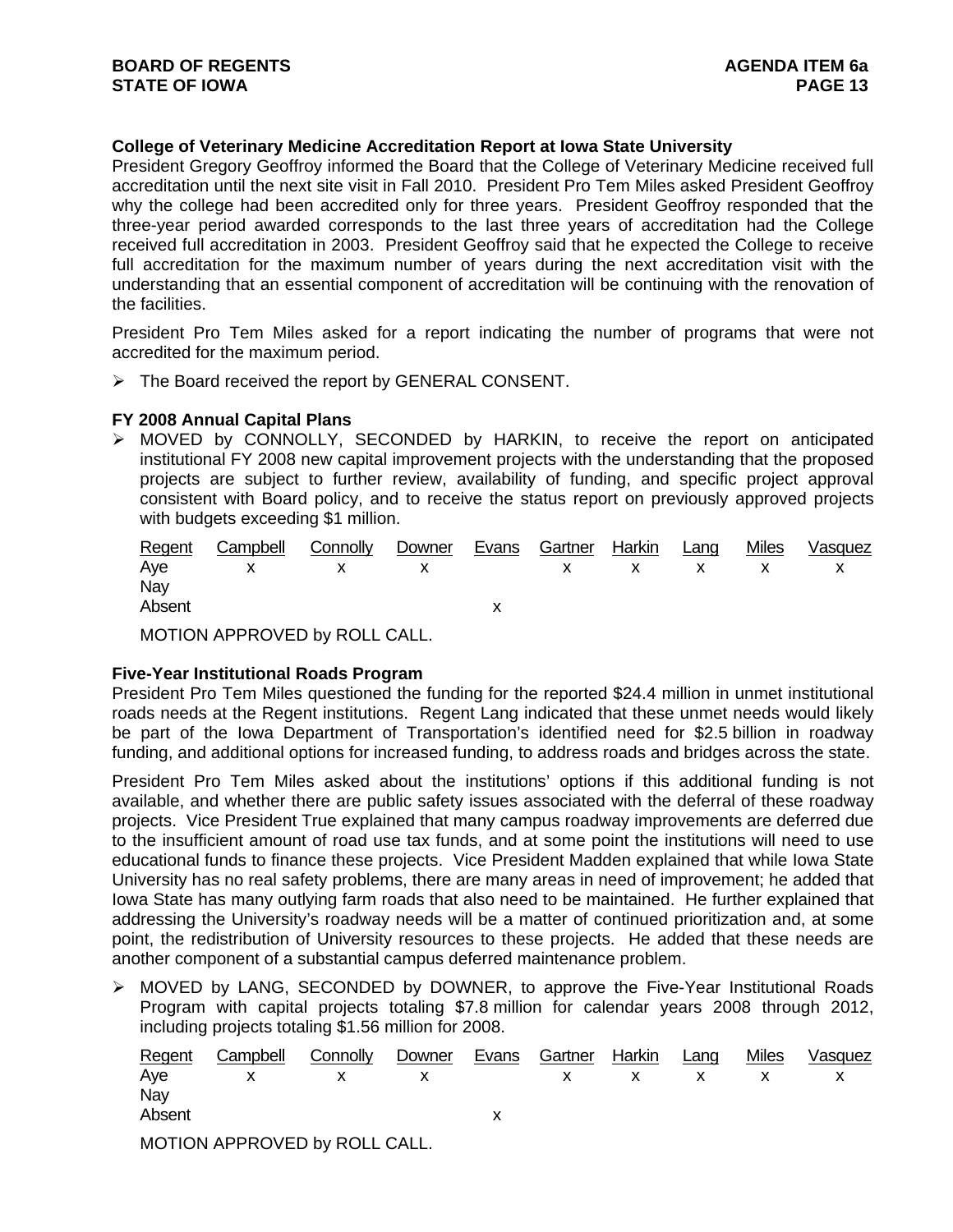**College of Veterinary Medicine Accreditation Report at Iowa State University**

President Gregory Geoffroy informed the Board that the College of Veterinary Medicine received full accreditation until the next site visit in Fall 2010. President Pro Tem Miles asked President Geoffroy why the college had been accredited only for three years. President Geoffroy responded that the three-year period awarded corresponds to the last three years of accreditation had the College received full accreditation in 2003. President Geoffroy said that he expected the College to receive full accreditation for the maximum number of years during the next accreditation visit with the understanding that an essential component of accreditation will be continuing with the renovation of the facilities.

President Pro Tem Miles asked for a report indicating the number of programs that were not accredited for the maximum period.

➢ The Board received the report by GENERAL CONSENT.

**FY 2008 Annual Capital Plans**

➢ MOVED by CONNOLLY, SECONDED by HARKIN, to receive the report on anticipated institutional FY 2008 new capital improvement projects with the understanding that the proposed projects are subject to further review, availability of funding, and specific project approval consistent with Board policy, and to receive the status report on previously approved projects with budgets exceeding $1 million.

| Regent | Campbell | Connolly | Downer | Evans | Gartner | Harkin | Lang | Miles | Vasquez |
|---|---|---|---|---|---|---|---|---|---|
| Aye | x | x | x | | x | x | x | x | x |
| Nay | | | | | | | | | |
| Absent | | | | x | | | | | |

MOTION APPROVED by ROLL CALL.

**Five-Year Institutional Roads Program**

President Pro Tem Miles questioned the funding for the reported $24.4 million in unmet institutional roads needs at the Regent institutions. Regent Lang indicated that these unmet needs would likely be part of the Iowa Department of Transportation's identified need for $2.5 billion in roadway funding, and additional options for increased funding, to address roads and bridges across the state.

President Pro Tem Miles asked about the institutions' options if this additional funding is not available, and whether there are public safety issues associated with the deferral of these roadway projects. Vice President True explained that many campus roadway improvements are deferred due to the insufficient amount of road use tax funds, and at some point the institutions will need to use educational funds to finance these projects. Vice President Madden explained that while Iowa State University has no real safety problems, there are many areas in need of improvement; he added that Iowa State has many outlying farm roads that also need to be maintained. He further explained that addressing the University's roadway needs will be a matter of continued prioritization and, at some point, the redistribution of University resources to these projects. He added that these needs are another component of a substantial campus deferred maintenance problem.

➢ MOVED by LANG, SECONDED by DOWNER, to approve the Five-Year Institutional Roads Program with capital projects totaling $7.8 million for calendar years 2008 through 2012, including projects totaling $1.56 million for 2008.

| Regent | Campbell | Connolly | Downer | Evans | Gartner | Harkin | Lang | Miles | Vasquez |
|---|---|---|---|---|---|---|---|---|---|
| Aye | x | x | x | | x | x | x | x | x |
| Nay | | | | | | | | | |
| Absent | | | | x | | | | | |

MOTION APPROVED by ROLL CALL.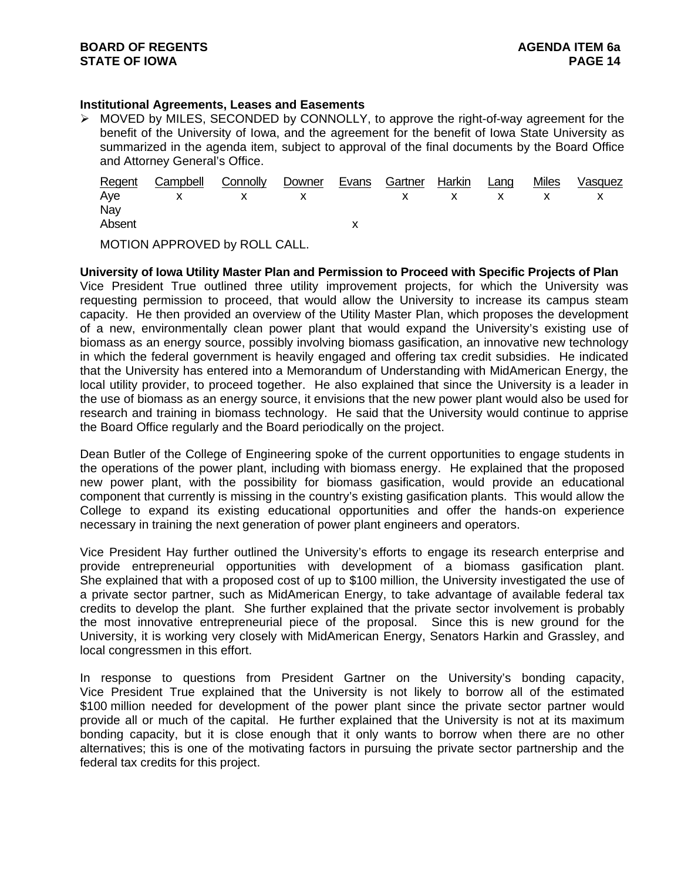**Institutional Agreements, Leases and Easements**

➢ MOVED by MILES, SECONDED by CONNOLLY, to approve the right-of-way agreement for the benefit of the University of Iowa, and the agreement for the benefit of Iowa State University as summarized in the agenda item, subject to approval of the final documents by the Board Office and Attorney General's Office.

| Regent | Campbell | Connolly | Downer | Evans | Gartner | Harkin | Lang | Miles | Vasquez |
|---|---|---|---|---|---|---|---|---|---|
| Aye | x | x | x | | x | x | x | x | x |
| Nay | | | | | | | | | |
| Absent | | | | x | | | | | |

MOTION APPROVED by ROLL CALL.

**University of Iowa Utility Master Plan and Permission to Proceed with Specific Projects of Plan**

Vice President True outlined three utility improvement projects, for which the University was requesting permission to proceed, that would allow the University to increase its campus steam capacity. He then provided an overview of the Utility Master Plan, which proposes the development of a new, environmentally clean power plant that would expand the University's existing use of biomass as an energy source, possibly involving biomass gasification, an innovative new technology in which the federal government is heavily engaged and offering tax credit subsidies. He indicated that the University has entered into a Memorandum of Understanding with MidAmerican Energy, the local utility provider, to proceed together. He also explained that since the University is a leader in the use of biomass as an energy source, it envisions that the new power plant would also be used for research and training in biomass technology. He said that the University would continue to apprise the Board Office regularly and the Board periodically on the project.

Dean Butler of the College of Engineering spoke of the current opportunities to engage students in the operations of the power plant, including with biomass energy. He explained that the proposed new power plant, with the possibility for biomass gasification, would provide an educational component that currently is missing in the country's existing gasification plants. This would allow the College to expand its existing educational opportunities and offer the hands-on experience necessary in training the next generation of power plant engineers and operators.

Vice President Hay further outlined the University's efforts to engage its research enterprise and provide entrepreneurial opportunities with development of a biomass gasification plant. She explained that with a proposed cost of up to $100 million, the University investigated the use of a private sector partner, such as MidAmerican Energy, to take advantage of available federal tax credits to develop the plant. She further explained that the private sector involvement is probably the most innovative entrepreneurial piece of the proposal. Since this is new ground for the University, it is working very closely with MidAmerican Energy, Senators Harkin and Grassley, and local congressmen in this effort.

In response to questions from President Gartner on the University's bonding capacity, Vice President True explained that the University is not likely to borrow all of the estimated $100 million needed for development of the power plant since the private sector partner would provide all or much of the capital. He further explained that the University is not at its maximum bonding capacity, but it is close enough that it only wants to borrow when there are no other alternatives; this is one of the motivating factors in pursuing the private sector partnership and the federal tax credits for this project.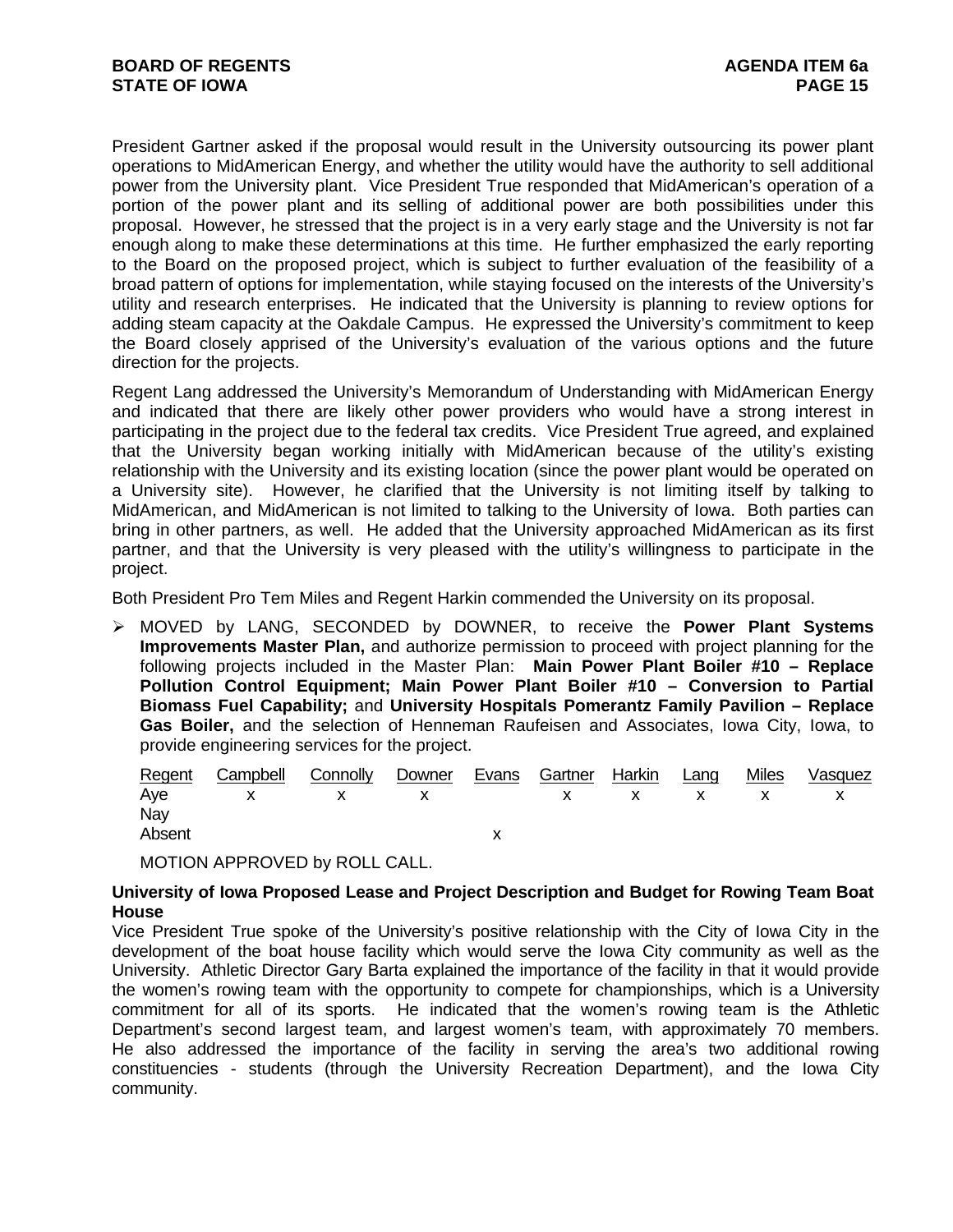President Gartner asked if the proposal would result in the University outsourcing its power plant operations to MidAmerican Energy, and whether the utility would have the authority to sell additional power from the University plant. Vice President True responded that MidAmerican's operation of a portion of the power plant and its selling of additional power are both possibilities under this proposal. However, he stressed that the project is in a very early stage and the University is not far enough along to make these determinations at this time. He further emphasized the early reporting to the Board on the proposed project, which is subject to further evaluation of the feasibility of a broad pattern of options for implementation, while staying focused on the interests of the University's utility and research enterprises. He indicated that the University is planning to review options for adding steam capacity at the Oakdale Campus. He expressed the University's commitment to keep the Board closely apprised of the University's evaluation of the various options and the future direction for the projects.

Regent Lang addressed the University's Memorandum of Understanding with MidAmerican Energy and indicated that there are likely other power providers who would have a strong interest in participating in the project due to the federal tax credits. Vice President True agreed, and explained that the University began working initially with MidAmerican because of the utility's existing relationship with the University and its existing location (since the power plant would be operated on a University site). However, he clarified that the University is not limiting itself by talking to MidAmerican, and MidAmerican is not limited to talking to the University of Iowa. Both parties can bring in other partners, as well. He added that the University approached MidAmerican as its first partner, and that the University is very pleased with the utility's willingness to participate in the project.

Both President Pro Tem Miles and Regent Harkin commended the University on its proposal.

- MOVED by LANG, SECONDED by DOWNER, to receive the **Power Plant Systems Improvements Master Plan,** and authorize permission to proceed with project planning for the following projects included in the Master Plan: **Main Power Plant Boiler #10 – Replace Pollution Control Equipment; Main Power Plant Boiler #10 – Conversion to Partial Biomass Fuel Capability;** and **University Hospitals Pomerantz Family Pavilion – Replace Gas Boiler,** and the selection of Henneman Raufeisen and Associates, Iowa City, Iowa, to provide engineering services for the project.

| Regent | Campbell | Connolly | Downer | Evans | Gartner | Harkin | Lang | Miles | Vasquez |
|---|---|---|---|---|---|---|---|---|---|
| Aye | x | x | x | | x | x | x | x | x |
| Nay | | | | | | | | | |
| Absent | | | | x | | | | | |

MOTION APPROVED by ROLL CALL.

**University of Iowa Proposed Lease and Project Description and Budget for Rowing Team Boat House**

Vice President True spoke of the University's positive relationship with the City of Iowa City in the development of the boat house facility which would serve the Iowa City community as well as the University. Athletic Director Gary Barta explained the importance of the facility in that it would provide the women's rowing team with the opportunity to compete for championships, which is a University commitment for all of its sports. He indicated that the women's rowing team is the Athletic Department's second largest team, and largest women's team, with approximately 70 members. He also addressed the importance of the facility in serving the area's two additional rowing constituencies - students (through the University Recreation Department), and the Iowa City community.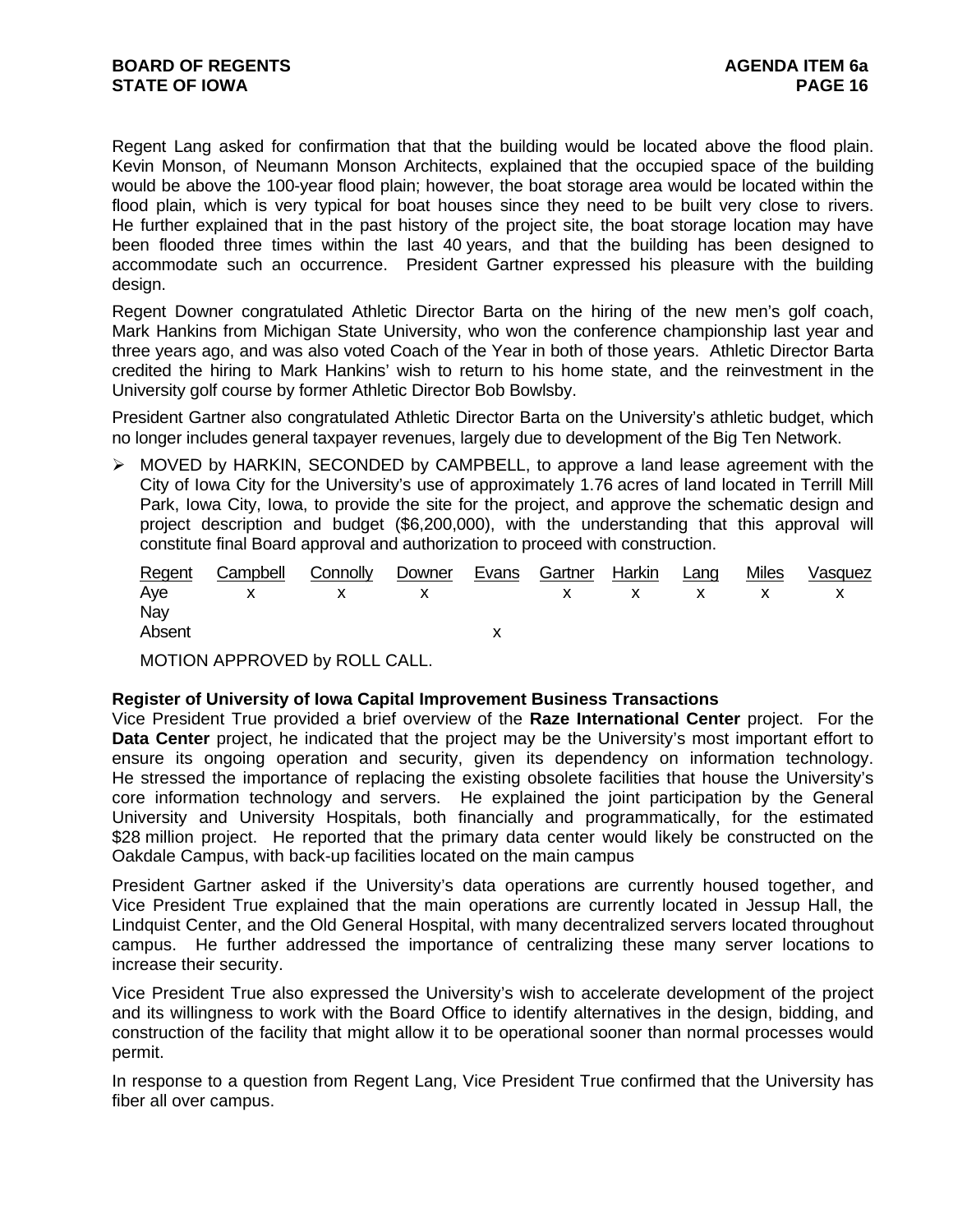Regent Lang asked for confirmation that that the building would be located above the flood plain. Kevin Monson, of Neumann Monson Architects, explained that the occupied space of the building would be above the 100-year flood plain; however, the boat storage area would be located within the flood plain, which is very typical for boat houses since they need to be built very close to rivers. He further explained that in the past history of the project site, the boat storage location may have been flooded three times within the last 40 years, and that the building has been designed to accommodate such an occurrence. President Gartner expressed his pleasure with the building design.

Regent Downer congratulated Athletic Director Barta on the hiring of the new men's golf coach, Mark Hankins from Michigan State University, who won the conference championship last year and three years ago, and was also voted Coach of the Year in both of those years. Athletic Director Barta credited the hiring to Mark Hankins' wish to return to his home state, and the reinvestment in the University golf course by former Athletic Director Bob Bowlsby.

President Gartner also congratulated Athletic Director Barta on the University's athletic budget, which no longer includes general taxpayer revenues, largely due to development of the Big Ten Network.

- MOVED by HARKIN, SECONDED by CAMPBELL, to approve a land lease agreement with the City of Iowa City for the University's use of approximately 1.76 acres of land located in Terrill Mill Park, Iowa City, Iowa, to provide the site for the project, and approve the schematic design and project description and budget ($6,200,000), with the understanding that this approval will constitute final Board approval and authorization to proceed with construction.

| Regent | Campbell | Connolly | Downer | Evans | Gartner | Harkin | Lang | Miles | Vasquez |
|---|---|---|---|---|---|---|---|---|---|
| Aye | x | x | x | | x | x | x | x | x |
| Nay | | | | | | | | | |
| Absent | | | | x | | | | | |

MOTION APPROVED by ROLL CALL.

**Register of University of Iowa Capital Improvement Business Transactions**
Vice President True provided a brief overview of the **Raze International Center** project. For the **Data Center** project, he indicated that the project may be the University's most important effort to ensure its ongoing operation and security, given its dependency on information technology. He stressed the importance of replacing the existing obsolete facilities that house the University's core information technology and servers. He explained the joint participation by the General University and University Hospitals, both financially and programmatically, for the estimated $28 million project. He reported that the primary data center would likely be constructed on the Oakdale Campus, with back-up facilities located on the main campus

President Gartner asked if the University's data operations are currently housed together, and Vice President True explained that the main operations are currently located in Jessup Hall, the Lindquist Center, and the Old General Hospital, with many decentralized servers located throughout campus. He further addressed the importance of centralizing these many server locations to increase their security.

Vice President True also expressed the University's wish to accelerate development of the project and its willingness to work with the Board Office to identify alternatives in the design, bidding, and construction of the facility that might allow it to be operational sooner than normal processes would permit.

In response to a question from Regent Lang, Vice President True confirmed that the University has fiber all over campus.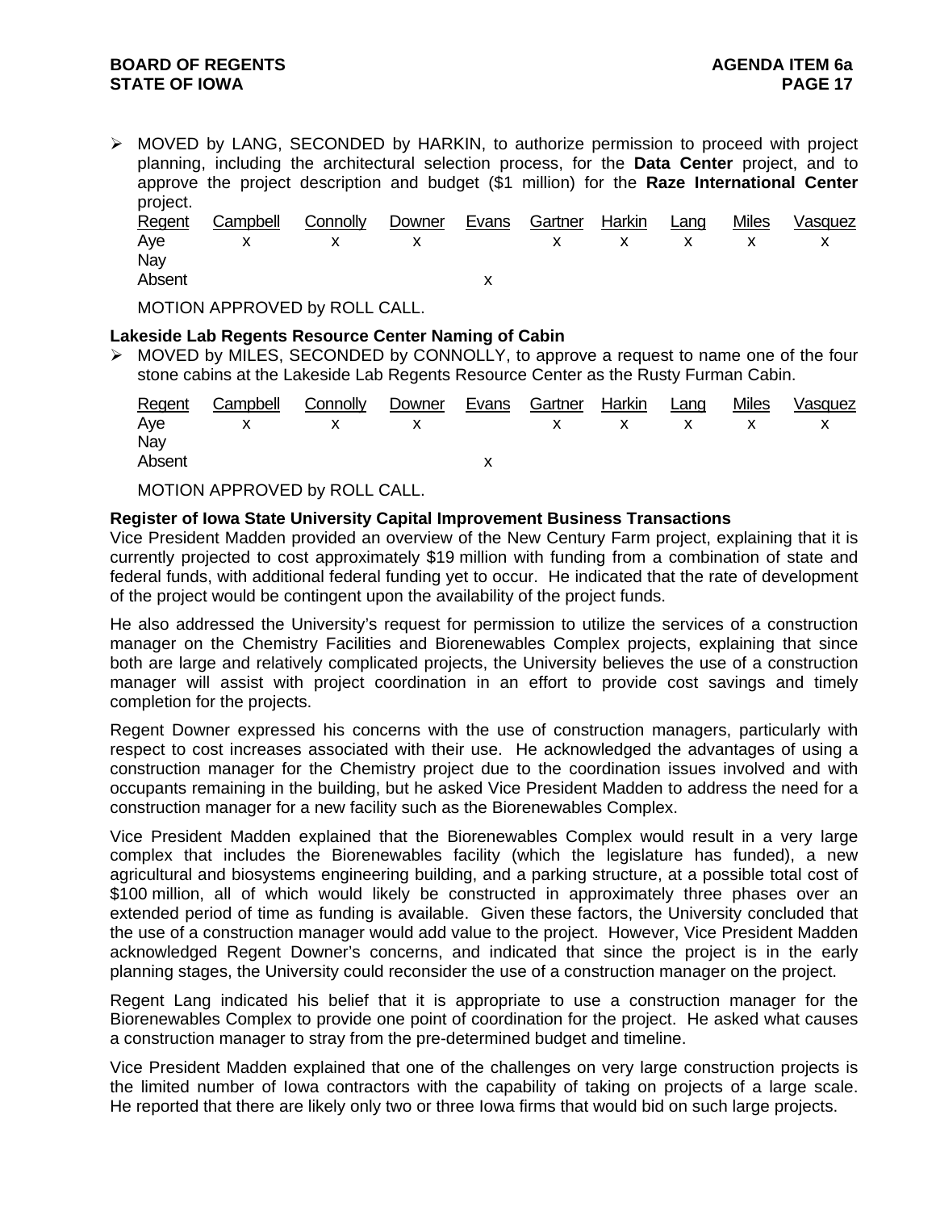- MOVED by LANG, SECONDED by HARKIN, to authorize permission to proceed with project planning, including the architectural selection process, for the **Data Center** project, and to approve the project description and budget ($1 million) for the **Raze International Center** project.

| Regent | Campbell | Connolly | Downer | Evans | Gartner | Harkin | Lang | Miles | Vasquez |
|---|---|---|---|---|---|---|---|---|---|
| Aye | x | x | x | | x | x | x | x | x |
| Nay | | | | | | | | | |
| Absent | | | | x | | | | | |

MOTION APPROVED by ROLL CALL.

**Lakeside Lab Regents Resource Center Naming of Cabin**

- MOVED by MILES, SECONDED by CONNOLLY, to approve a request to name one of the four stone cabins at the Lakeside Lab Regents Resource Center as the Rusty Furman Cabin.

| Regent | Campbell | Connolly | Downer | Evans | Gartner | Harkin | Lang | Miles | Vasquez |
|---|---|---|---|---|---|---|---|---|---|
| Aye | x | x | x | | x | x | x | x | x |
| Nay | | | | | | | | | |
| Absent | | | | x | | | | | |

MOTION APPROVED by ROLL CALL.

**Register of Iowa State University Capital Improvement Business Transactions**

Vice President Madden provided an overview of the New Century Farm project, explaining that it is currently projected to cost approximately $19 million with funding from a combination of state and federal funds, with additional federal funding yet to occur. He indicated that the rate of development of the project would be contingent upon the availability of the project funds.

He also addressed the University's request for permission to utilize the services of a construction manager on the Chemistry Facilities and Biorenewables Complex projects, explaining that since both are large and relatively complicated projects, the University believes the use of a construction manager will assist with project coordination in an effort to provide cost savings and timely completion for the projects.

Regent Downer expressed his concerns with the use of construction managers, particularly with respect to cost increases associated with their use. He acknowledged the advantages of using a construction manager for the Chemistry project due to the coordination issues involved and with occupants remaining in the building, but he asked Vice President Madden to address the need for a construction manager for a new facility such as the Biorenewables Complex.

Vice President Madden explained that the Biorenewables Complex would result in a very large complex that includes the Biorenewables facility (which the legislature has funded), a new agricultural and biosystems engineering building, and a parking structure, at a possible total cost of $100 million, all of which would likely be constructed in approximately three phases over an extended period of time as funding is available. Given these factors, the University concluded that the use of a construction manager would add value to the project. However, Vice President Madden acknowledged Regent Downer's concerns, and indicated that since the project is in the early planning stages, the University could reconsider the use of a construction manager on the project.

Regent Lang indicated his belief that it is appropriate to use a construction manager for the Biorenewables Complex to provide one point of coordination for the project. He asked what causes a construction manager to stray from the pre-determined budget and timeline.

Vice President Madden explained that one of the challenges on very large construction projects is the limited number of Iowa contractors with the capability of taking on projects of a large scale. He reported that there are likely only two or three Iowa firms that would bid on such large projects.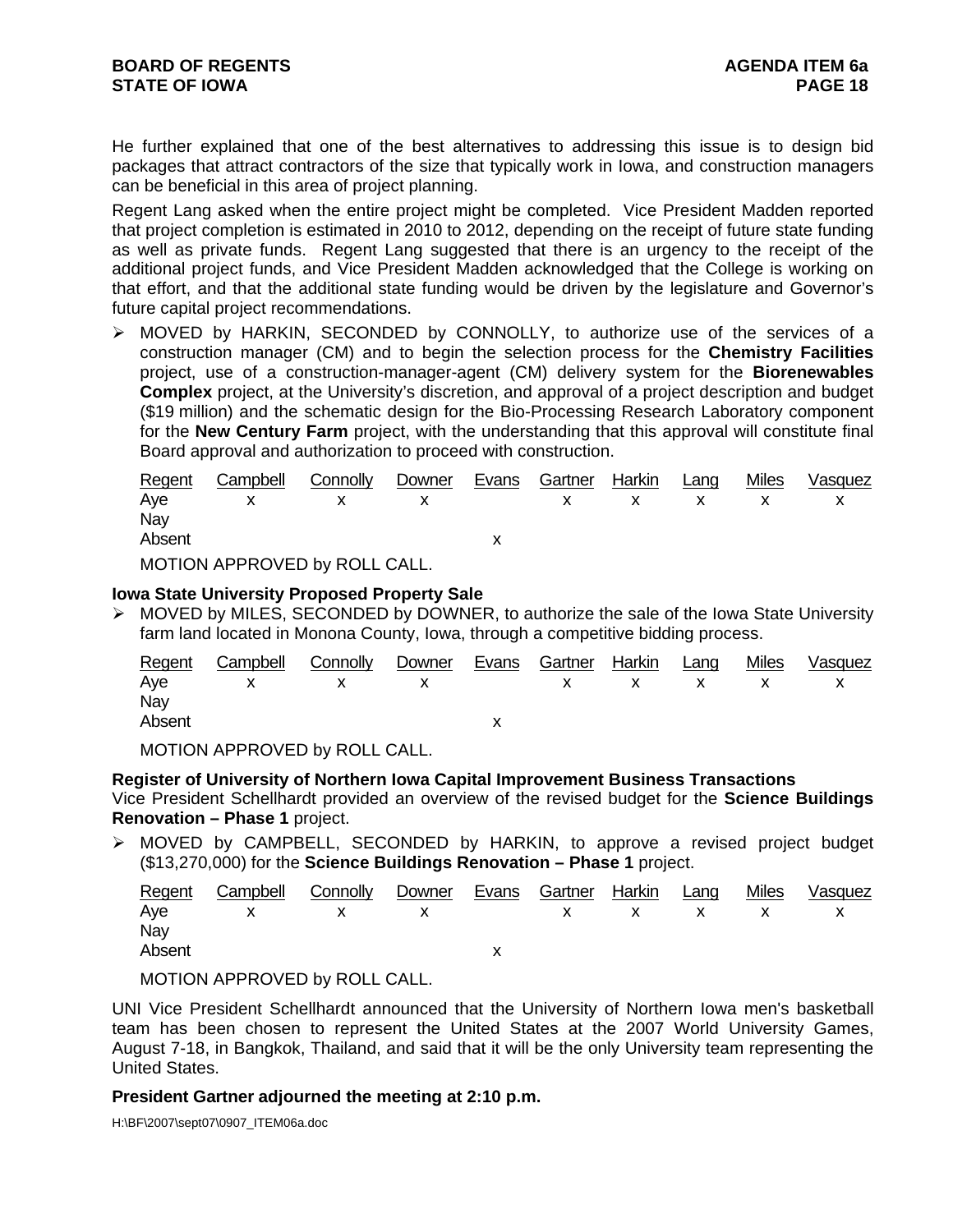He further explained that one of the best alternatives to addressing this issue is to design bid packages that attract contractors of the size that typically work in Iowa, and construction managers can be beneficial in this area of project planning.

Regent Lang asked when the entire project might be completed. Vice President Madden reported that project completion is estimated in 2010 to 2012, depending on the receipt of future state funding as well as private funds. Regent Lang suggested that there is an urgency to the receipt of the additional project funds, and Vice President Madden acknowledged that the College is working on that effort, and that the additional state funding would be driven by the legislature and Governor's future capital project recommendations.

- MOVED by HARKIN, SECONDED by CONNOLLY, to authorize use of the services of a construction manager (CM) and to begin the selection process for the **Chemistry Facilities** project, use of a construction-manager-agent (CM) delivery system for the **Biorenewables Complex** project, at the University's discretion, and approval of a project description and budget ($19 million) and the schematic design for the Bio-Processing Research Laboratory component for the **New Century Farm** project, with the understanding that this approval will constitute final Board approval and authorization to proceed with construction.

| Regent | Campbell | Connolly | Downer | Evans | Gartner | Harkin | Lang | Miles | Vasquez |
|---|---|---|---|---|---|---|---|---|---|
| Aye | x | x | x | | x | x | x | x | x |
| Nay | | | | | | | | | |
| Absent | | | | x | | | | | |

MOTION APPROVED by ROLL CALL.

**Iowa State University Proposed Property Sale**

- MOVED by MILES, SECONDED by DOWNER, to authorize the sale of the Iowa State University farm land located in Monona County, Iowa, through a competitive bidding process.

| Regent | Campbell | Connolly | Downer | Evans | Gartner | Harkin | Lang | Miles | Vasquez |
|---|---|---|---|---|---|---|---|---|---|
| Aye | x | x | x | | x | x | x | x | x |
| Nay | | | | | | | | | |
| Absent | | | | x | | | | | |

MOTION APPROVED by ROLL CALL.

**Register of University of Northern Iowa Capital Improvement Business Transactions**

Vice President Schellhardt provided an overview of the revised budget for the **Science Buildings Renovation – Phase 1** project.

- MOVED by CAMPBELL, SECONDED by HARKIN, to approve a revised project budget ($13,270,000) for the **Science Buildings Renovation – Phase 1** project.

| Regent | Campbell | Connolly | Downer | Evans | Gartner | Harkin | Lang | Miles | Vasquez |
|---|---|---|---|---|---|---|---|---|---|
| Aye | x | x | x | | x | x | x | x | x |
| Nay | | | | | | | | | |
| Absent | | | | x | | | | | |

MOTION APPROVED by ROLL CALL.

UNI Vice President Schellhardt announced that the University of Northern Iowa men's basketball team has been chosen to represent the United States at the 2007 World University Games, August 7-18, in Bangkok, Thailand, and said that it will be the only University team representing the United States.

**President Gartner adjourned the meeting at 2:10 p.m.**

H:\BF\2007\sept07\0907_ITEM06a.doc